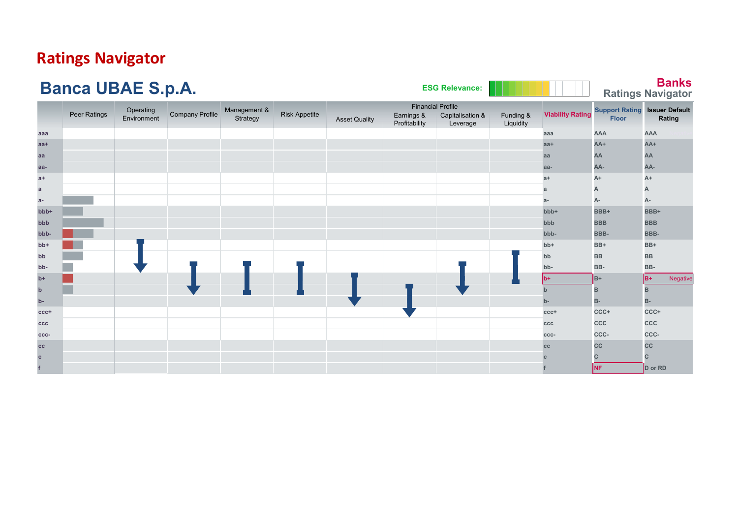# Ratings Navigator

## Banca UBAE S.p.A.

ESG Relevance:

**Banks**
**Ratings Navigator**

| | Peer Ratings | Operating Environment | Company Profile | Management & Strategy | Risk Appetite | Financial Profile: Asset Quality | Financial Profile: Earnings & Profitability | Financial Profile: Capitalisation & Leverage | Financial Profile: Funding & Liquidity | Viability Rating | Support Rating Floor | Issuer Default Rating |
|---|---|---|---|---|---|---|---|---|---|---|---|---|
| aaa | | | | | | | | | | aaa | AAA | AAA |
| aa+ | | | | | | | | | | aa+ | AA+ | AA+ |
| aa | | | | | | | | | | aa | AA | AA |
| aa- | | | | | | | | | | aa- | AA- | AA- |
| a+ | | | | | | | | | | a+ | A+ | A+ |
| a | | | | | | | | | | a | A | A |
| a- | | | | | | | | | | a- | A- | A- |
| bbb+ | | | | | | | | | | bbb+ | BBB+ | BBB+ |
| bbb | | | | | | | | | | bbb | BBB | BBB |
| bbb- | | | | | | | | | | bbb- | BBB- | BBB- |
| bb+ | | | | | | | | | | bb+ | BB+ | BB+ |
| bb | | | | | | | | | | bb | BB | BB |
| bb- | | | | | | | | | | bb- | BB- | BB- |
| b+ | | | | | | | | | | b+ | B+ | B+ Negative |
| b | | | | | | | | | | b | B | B |
| b- | | | | | | | | | | b- | B- | B- |
| ccc+ | | | | | | | | | | ccc+ | CCC+ | CCC+ |
| ccc | | | | | | | | | | ccc | CCC | CCC |
| ccc- | | | | | | | | | | ccc- | CCC- | CCC- |
| cc | | | | | | | | | | cc | CC | CC |
| c | | | | | | | | | | c | C | C |
| f | | | | | | | | | | f | NF | D or RD |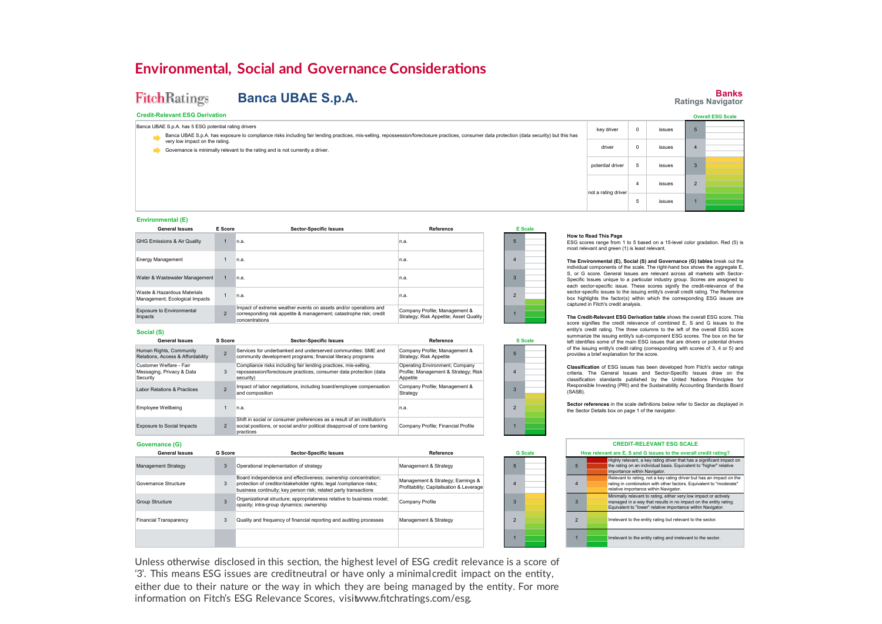# Environmental, Social and Governance Considerations

**Fitch Ratings** — **Banca UBAE S.p.A.**

**Banks**
**Ratings Navigator**

### Credit-Relevant ESG Derivation

Banca UBAE S.p.A. has 5 ESG potential rating drivers

- Banca UBAE S.p.A. has exposure to compliance risks including fair lending practices, mis-selling, repossession/foreclosure practices, consumer data protection (data security) but this has very low impact on the rating.
- Governance is minimally relevant to the rating and is not currently a driver.

| | | | Overall ESG Scale |
|---|---|---|---|
| key driver | 0 | issues | 5 |
| driver | 0 | issues | 4 |
| potential driver | 5 | issues | 3 |
| not a rating driver | 4 | issues | 2 |
| | 5 | issues | 1 |

### Environmental (E)

| General Issues | E Score | Sector-Specific Issues | Reference |
|---|---|---|---|
| GHG Emissions & Air Quality | 1 | n.a. | n.a. |
| Energy Management | 1 | n.a. | n.a. |
| Water & Wastewater Management | 1 | n.a. | n.a. |
| Waste & Hazardous Materials Management; Ecological Impacts | 1 | n.a. | n.a. |
| Exposure to Environmental Impacts | 2 | Impact of extreme weather events on assets and/or operations and corresponding risk appetite & management; catastrophe risk; credit concentrations | Company Profile; Management & Strategy; Risk Appetite; Asset Quality |

### Social (S)

| General Issues | S Score | Sector-Specific Issues | Reference |
|---|---|---|---|
| Human Rights, Community Relations, Access & Affordability | 2 | Services for underbanked and underserved communities: SME and community development programs; financial literacy programs | Company Profile; Management & Strategy; Risk Appetite |
| Customer Welfare - Fair Messaging, Privacy & Data Security | 3 | Compliance risks including fair lending practices, mis-selling, repossession/foreclosure practices, consumer data protection (data security) | Operating Environment; Company Profile; Management & Strategy; Risk Appetite |
| Labor Relations & Practices | 2 | Impact of labor negotiations, including board/employee compensation and composition | Company Profile; Management & Strategy |
| Employee Wellbeing | 1 | n.a. | n.a. |
| Exposure to Social Impacts | 2 | Shift in social or consumer preferences as a result of an institution's social positions, or social and/or political disapproval of core banking practices | Company Profile; Financial Profile |

### Governance (G)

| General Issues | G Score | Sector-Specific Issues | Reference |
|---|---|---|---|
| Management Strategy | 3 | Operational implementation of strategy | Management & Strategy |
| Governance Structure | 3 | Board independence and effectiveness; ownership concentration; protection of creditor/stakeholder rights; legal /compliance risks; business continuity; key person risk; related party transactions | Management & Strategy; Earnings & Profitability; Capitalisation & Leverage |
| Group Structure | 3 | Organizational structure; appropriateness relative to business model; opacity; intra-group dynamics; ownership | Company Profile |
| Financial Transparency | 3 | Quality and frequency of financial reporting and auditing processes | Management & Strategy |

**How to Read This Page**
ESG scores range from 1 to 5 based on a 15-level color gradation. Red (5) is most relevant and green (1) is least relevant.

**The Environmental (E), Social (S) and Governance (G) tables** break out the individual components of the scale. The right-hand box shows the aggregate E, S, or G score. General Issues are relevant across all markets with Sector-Specific Issues unique to a particular industry group. Scores are assigned to each sector-specific issue. These scores signify the credit-relevance of the sector-specific issues to the issuing entity's overall credit rating. The Reference box highlights the factor(s) within which the corresponding ESG issues are captured in Fitch's credit analysis.

**The Credit-Relevant ESG Derivation table** shows the overall ESG score. This score signifies the credit relevance of combined E, S and G issues to the entity's credit rating. The three columns to the left of the overall ESG score summarize the issuing entity's sub-component ESG scores. The box on the far left identifies some of the main ESG issues that are drivers or potential drivers of the issuing entity's credit rating (corresponding with scores of 3, 4 or 5) and provides a brief explanation for the score.

**Classification** of ESG issues has been developed from Fitch's sector ratings criteria. The General Issues and Sector-Specific Issues draw on the classification standards published by the United Nations Principles for Responsible Investing (PRI) and the Sustainability Accounting Standards Board (SASB).

**Sector references** in the scale definitions below refer to Sector as displayed in the Sector Details box on page 1 of the navigator.

**CREDIT-RELEVANT ESG SCALE**

**How relevant are E, S and G issues to the overall credit rating?**

| Score | Description |
|---|---|
| 5 | Highly relevant, a key rating driver that has a significant impact on the rating on an individual basis. Equivalent to "higher" relative importance within Navigator. |
| 4 | Relevant to rating, not a key rating driver but has an impact on the rating in combination with other factors. Equivalent to "moderate" relative importance within Navigator. |
| 3 | Minimally relevant to rating, either very low impact or actively managed in a way that results in no impact on the entity rating. Equivalent to "lower" relative importance within Navigator. |
| 2 | Irrelevant to the entity rating but relevant to the sector. |
| 1 | Irrelevant to the entity rating and irrelevant to the sector. |

Unless otherwise disclosed in this section, the highest level of ESG credit relevance is a score of '3'. This means ESG issues are credit neutral or have only a minimal credit impact on the entity, either due to their nature or the way in which they are being managed by the entity. For more information on Fitch's ESG Relevance Scores, visit www.fitchratings.com/esg.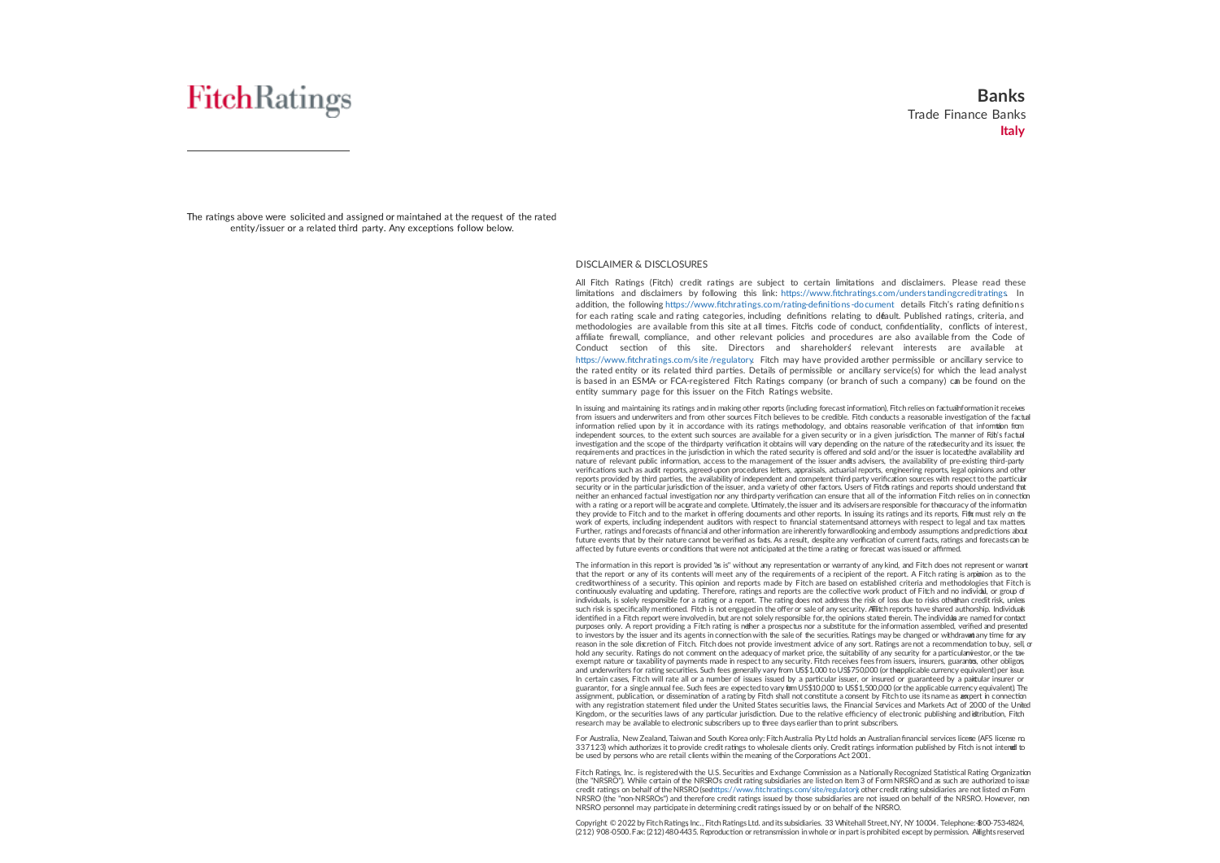The ratings above were solicited and assigned or maintained at the request of the rated entity/issuer or a related third party. Any exceptions follow below.

DISCLAIMER & DISCLOSURES

All Fitch Ratings (Fitch) credit ratings are subject to certain limitations and disclaimers. Please read these limitations and disclaimers by following this link: https://www.fitchratings.com/understandingcreditratings. In addition, the following https://www.fitchratings.com/rating-definitions-document details Fitch's rating definitions for each rating scale and rating categories, including definitions relating to default. Published ratings, criteria, and methodologies are available from this site at all times. Fitch's code of conduct, confidentiality, conflicts of interest, affiliate firewall, compliance, and other relevant policies and procedures are also available from the Code of Conduct section of this site. Directors and shareholders' relevant interests are available at https://www.fitchratings.com/site/regulatory. Fitch may have provided another permissible or ancillary service to the rated entity or its related third parties. Details of permissible or ancillary service(s) for which the lead analyst is based in an ESMA- or FCA-registered Fitch Ratings company (or branch of such a company) can be found on the entity summary page for this issuer on the Fitch Ratings website.

In issuing and maintaining its ratings and in making other reports (including forecast information), Fitch relies on factual information it receives from issuers and underwriters and from other sources Fitch believes to be credible. Fitch conducts a reasonable investigation of the factual information relied upon by it in accordance with its ratings methodology, and obtains reasonable verification of that information from independent sources, to the extent such sources are available for a given security or in a given jurisdiction. The manner of Fitch's factual investigation and the scope of the third-party verification it obtains will vary depending on the nature of the rated security and its issuer, the requirements and practices in the jurisdiction in which the rated security is offered and sold and/or the issuer is located, the availability and nature of relevant public information, access to the management of the issuer and its advisers, the availability of pre-existing third-party verifications such as audit reports, agreed-upon procedures letters, appraisals, actuarial reports, engineering reports, legal opinions and other reports provided by third parties, the availability of independent and competent third party verification sources with respect to the particular security or in the particular jurisdiction of the issuer, and a variety of other factors. Users of Fitch's ratings and reports should understand that neither an enhanced factual investigation nor any third-party verification can ensure that all of the information Fitch relies on in connection with a rating or a report will be accurate and complete. Ultimately, the issuer and its advisers are responsible for the accuracy of the information they provide to Fitch and to the market in offering documents and other reports. In issuing its ratings and its reports, Fitch must rely on the work of experts, including independent auditors with respect to financial statements and attorneys with respect to legal and tax matters. Further, ratings and forecasts of financial and other information are inherently forward-looking and embody assumptions and predictions about future events that by their nature cannot be verified as facts. As a result, despite any verification of current facts, ratings and forecasts can be affected by future events or conditions that were not anticipated at the time a rating or forecast was issued or affirmed.

The information in this report is provided "as is" without any representation or warranty of any kind, and Fitch does not represent or warrant that the report or any of its contents will meet any of the requirements of a recipient of the report. A Fitch rating is an opinion as to the creditworthiness of a security. This opinion and reports made by Fitch are based on established criteria and methodologies that Fitch is continuously evaluating and updating. Therefore, ratings and reports are the collective work product of Fitch and no individual, or group of individuals, is solely responsible for a rating or a report. The rating does not address the risk of loss due to risks other than credit risk, unless such risk is specifically mentioned. Fitch is not engaged in the offer or sale of any security. All Fitch reports have shared authorship. Individuals identified in a Fitch report were involved in, but are not solely responsible for, the opinions stated therein. The individuals are named for contact purposes only. A report providing a Fitch rating is neither a prospectus nor a substitute for the information assembled, verified and presented to investors by the issuer and its agents in connection with the sale of the securities. Ratings may be changed or withdrawn at any time for any reason in the sole discretion of Fitch. Fitch does not provide investment advice of any sort. Ratings are not a recommendation to buy, sell, or hold any security. Ratings do not comment on the adequacy of market price, the suitability of any security for a particular investor, or the tax-exempt nature or taxability of payments made in respect to any security. Fitch receives fees from issuers, insurers, guarantors, other obligors, and underwriters for rating securities. Such fees generally vary from US$1,000 to US$750,000 (or the applicable currency equivalent) per issue. In certain cases, Fitch will rate all or a number of issues issued by a particular issuer, or insured or guaranteed by a particular insurer or guarantor, for a single annual fee. Such fees are expected to vary from US$10,000 to US$1,500,000 (or the applicable currency equivalent). The assignment, publication, or dissemination of a rating by Fitch shall not constitute a consent by Fitch to use its name as an expert in connection with any registration statement filed under the United States securities laws, the Financial Services and Markets Act of 2000 of the United Kingdom, or the securities laws of any particular jurisdiction. Due to the relative efficiency of electronic publishing and distribution, Fitch research may be available to electronic subscribers up to three days earlier than to print subscribers.

For Australia, New Zealand, Taiwan and South Korea only: Fitch Australia Pty Ltd holds an Australian financial services license (AFS license no. 337123) which authorizes it to provide credit ratings to wholesale clients only. Credit ratings information published by Fitch is not intended to be used by persons who are retail clients within the meaning of the Corporations Act 2001.

Fitch Ratings, Inc. is registered with the U.S. Securities and Exchange Commission as a Nationally Recognized Statistical Rating Organization (the "NRSRO"). While certain of the NRSRO's credit rating subsidiaries are listed on Item 3 of Form NRSRO and as such are authorized to issue credit ratings on behalf of the NRSRO (see https://www.fitchratings.com/site/regulatory), other credit rating subsidiaries are not listed on Form NRSRO (the "non-NRSROs") and therefore credit ratings issued by those subsidiaries are not issued on behalf of the NRSRO. However, non-NRSRO personnel may participate in determining credit ratings issued by or on behalf of the NRSRO.

Copyright © 2022 by Fitch Ratings Inc., Fitch Ratings Ltd. and its subsidiaries. 33 Whitehall Street, NY, NY 10004. Telephone: 1-800-753-4824, (212) 908-0500. Fax: (212) 480-4435. Reproduction or retransmission in whole or in part is prohibited except by permission. All rights reserved.